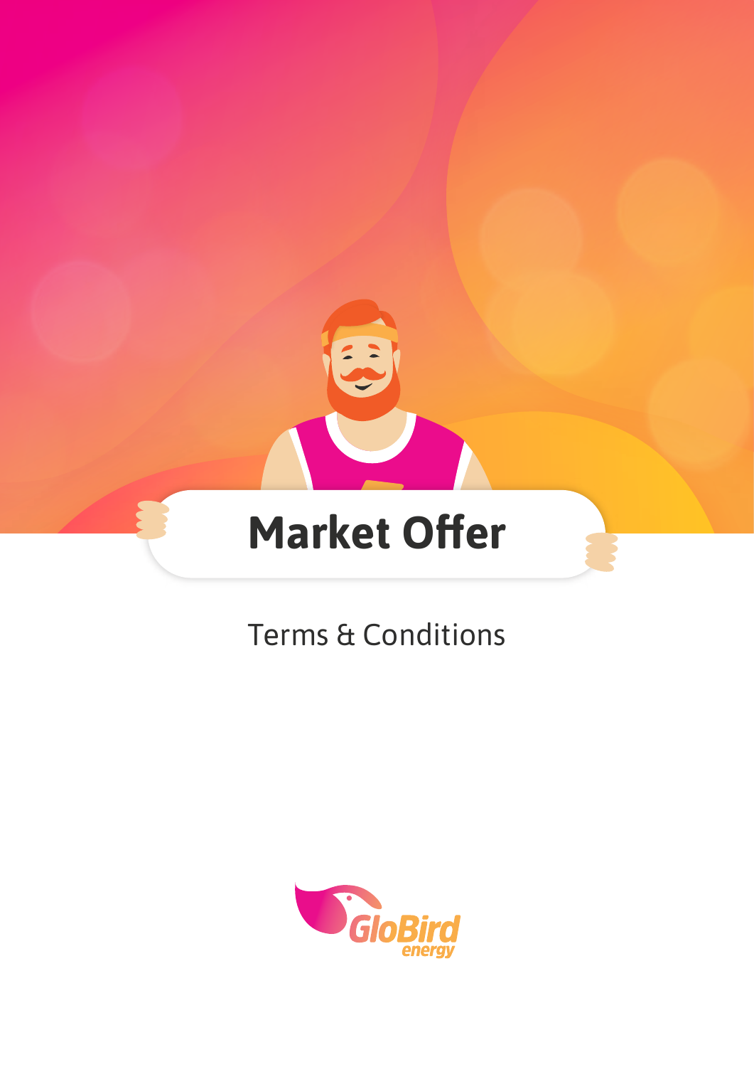# Market Offer

Terms & Conditions

GloBird energy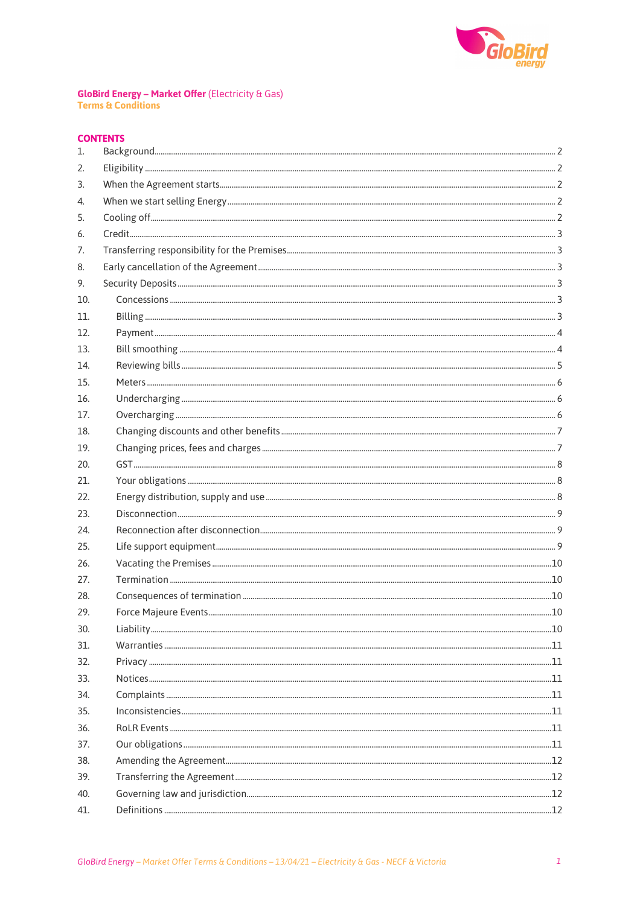**GloBird Energy – Market Offer** (Electricity & Gas)
**Terms & Conditions**

## CONTENTS

| | | |
|---|---|---|
| 1. | Background | 2 |
| 2. | Eligibility | 2 |
| 3. | When the Agreement starts | 2 |
| 4. | When we start selling Energy | 2 |
| 5. | Cooling off | 2 |
| 6. | Credit | 3 |
| 7. | Transferring responsibility for the Premises | 3 |
| 8. | Early cancellation of the Agreement | 3 |
| 9. | Security Deposits | 3 |
| 10. | Concessions | 3 |
| 11. | Billing | 3 |
| 12. | Payment | 4 |
| 13. | Bill smoothing | 4 |
| 14. | Reviewing bills | 5 |
| 15. | Meters | 6 |
| 16. | Undercharging | 6 |
| 17. | Overcharging | 6 |
| 18. | Changing discounts and other benefits | 7 |
| 19. | Changing prices, fees and charges | 7 |
| 20. | GST | 8 |
| 21. | Your obligations | 8 |
| 22. | Energy distribution, supply and use | 8 |
| 23. | Disconnection | 9 |
| 24. | Reconnection after disconnection | 9 |
| 25. | Life support equipment | 9 |
| 26. | Vacating the Premises | 10 |
| 27. | Termination | 10 |
| 28. | Consequences of termination | 10 |
| 29. | Force Majeure Events | 10 |
| 30. | Liability | 10 |
| 31. | Warranties | 11 |
| 32. | Privacy | 11 |
| 33. | Notices | 11 |
| 34. | Complaints | 11 |
| 35. | Inconsistencies | 11 |
| 36. | RoLR Events | 11 |
| 37. | Our obligations | 11 |
| 38. | Amending the Agreement | 12 |
| 39. | Transferring the Agreement | 12 |
| 40. | Governing law and jurisdiction | 12 |
| 41. | Definitions | 12 |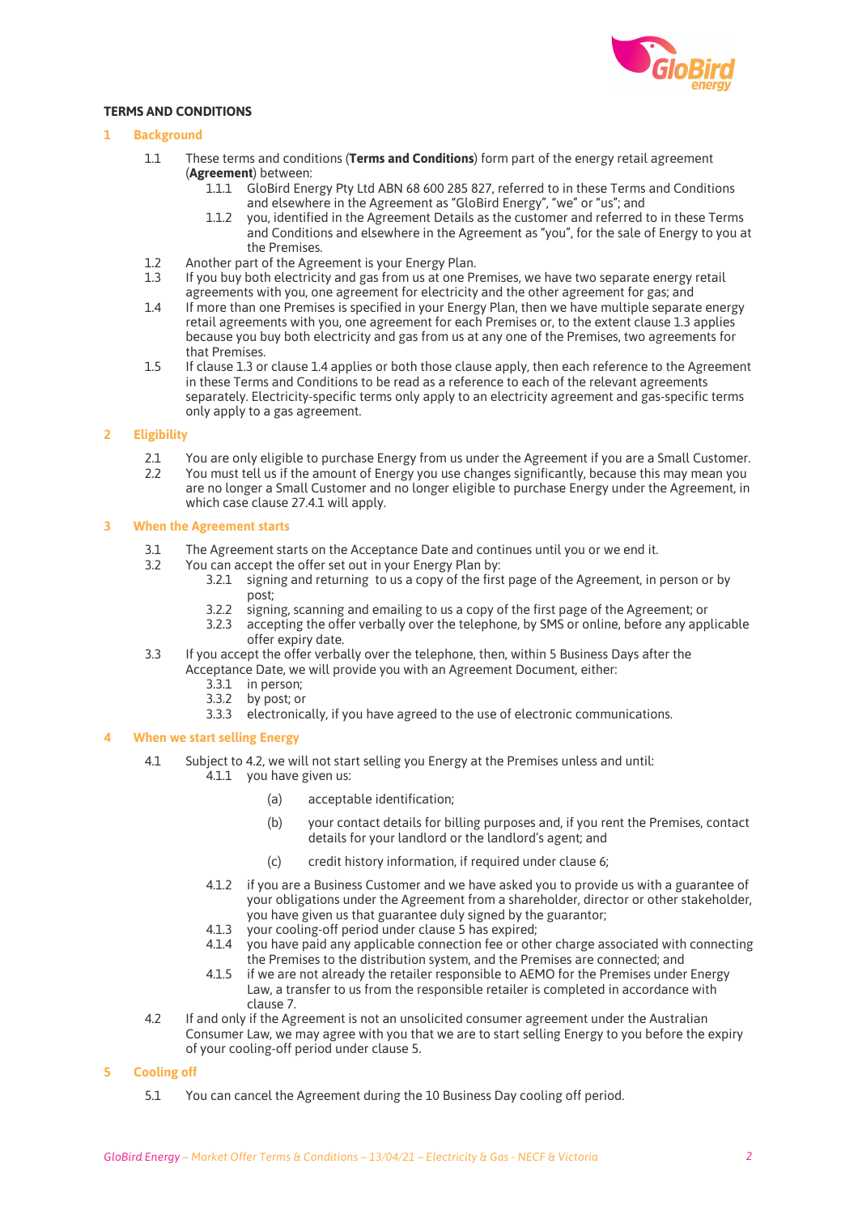**TERMS AND CONDITIONS**

## 1 Background

1.1 These terms and conditions (**Terms and Conditions**) form part of the energy retail agreement (**Agreement**) between:

1.1.1 GloBird Energy Pty Ltd ABN 68 600 285 827, referred to in these Terms and Conditions and elsewhere in the Agreement as "GloBird Energy", "we" or "us"; and

1.1.2 you, identified in the Agreement Details as the customer and referred to in these Terms and Conditions and elsewhere in the Agreement as "you", for the sale of Energy to you at the Premises.

1.2 Another part of the Agreement is your Energy Plan.

1.3 If you buy both electricity and gas from us at one Premises, we have two separate energy retail agreements with you, one agreement for electricity and the other agreement for gas; and

1.4 If more than one Premises is specified in your Energy Plan, then we have multiple separate energy retail agreements with you, one agreement for each Premises or, to the extent clause 1.3 applies because you buy both electricity and gas from us at any one of the Premises, two agreements for that Premises.

1.5 If clause 1.3 or clause 1.4 applies or both those clause apply, then each reference to the Agreement in these Terms and Conditions to be read as a reference to each of the relevant agreements separately. Electricity-specific terms only apply to an electricity agreement and gas-specific terms only apply to a gas agreement.

## 2 Eligibility

2.1 You are only eligible to purchase Energy from us under the Agreement if you are a Small Customer.

2.2 You must tell us if the amount of Energy you use changes significantly, because this may mean you are no longer a Small Customer and no longer eligible to purchase Energy under the Agreement, in which case clause 27.4.1 will apply.

## 3 When the Agreement starts

3.1 The Agreement starts on the Acceptance Date and continues until you or we end it.

3.2 You can accept the offer set out in your Energy Plan by:

3.2.1 signing and returning to us a copy of the first page of the Agreement, in person or by post;

3.2.2 signing, scanning and emailing to us a copy of the first page of the Agreement; or

3.2.3 accepting the offer verbally over the telephone, by SMS or online, before any applicable offer expiry date.

3.3 If you accept the offer verbally over the telephone, then, within 5 Business Days after the Acceptance Date, we will provide you with an Agreement Document, either:

3.3.1 in person;

3.3.2 by post; or

3.3.3 electronically, if you have agreed to the use of electronic communications.

## 4 When we start selling Energy

4.1 Subject to 4.2, we will not start selling you Energy at the Premises unless and until:

4.1.1 you have given us:

(a) acceptable identification;

(b) your contact details for billing purposes and, if you rent the Premises, contact details for your landlord or the landlord's agent; and

(c) credit history information, if required under clause 6;

4.1.2 if you are a Business Customer and we have asked you to provide us with a guarantee of your obligations under the Agreement from a shareholder, director or other stakeholder, you have given us that guarantee duly signed by the guarantor;

4.1.3 your cooling-off period under clause 5 has expired;

4.1.4 you have paid any applicable connection fee or other charge associated with connecting the Premises to the distribution system, and the Premises are connected; and

4.1.5 if we are not already the retailer responsible to AEMO for the Premises under Energy Law, a transfer to us from the responsible retailer is completed in accordance with clause 7.

4.2 If and only if the Agreement is not an unsolicited consumer agreement under the Australian Consumer Law, we may agree with you that we are to start selling Energy to you before the expiry of your cooling-off period under clause 5.

## 5 Cooling off

5.1 You can cancel the Agreement during the 10 Business Day cooling off period.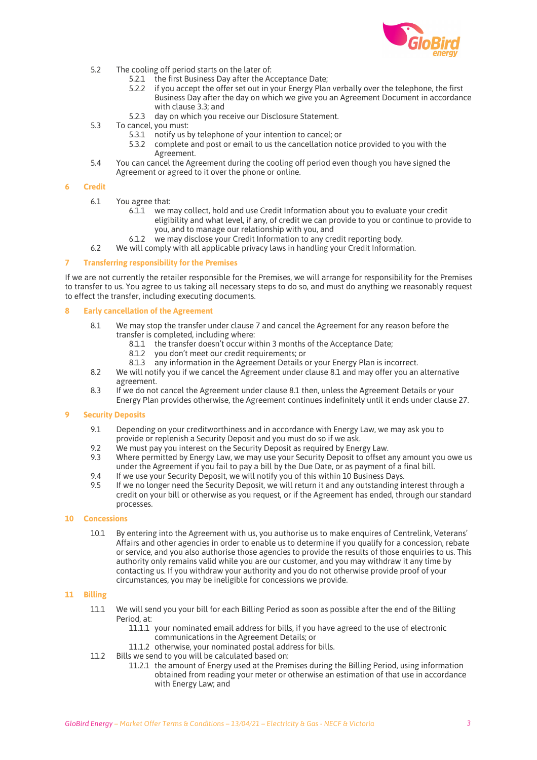5.2 The cooling off period starts on the later of:

  5.2.1 the first Business Day after the Acceptance Date;

  5.2.2 if you accept the offer set out in your Energy Plan verbally over the telephone, the first Business Day after the day on which we give you an Agreement Document in accordance with clause 3.3; and

  5.2.3 day on which you receive our Disclosure Statement.

5.3 To cancel, you must:

  5.3.1 notify us by telephone of your intention to cancel; or

  5.3.2 complete and post or email to us the cancellation notice provided to you with the Agreement.

5.4 You can cancel the Agreement during the cooling off period even though you have signed the Agreement or agreed to it over the phone or online.

## 6 Credit

6.1 You agree that:

  6.1.1 we may collect, hold and use Credit Information about you to evaluate your credit eligibility and what level, if any, of credit we can provide to you or continue to provide to you, and to manage our relationship with you, and

  6.1.2 we may disclose your Credit Information to any credit reporting body.

6.2 We will comply with all applicable privacy laws in handling your Credit Information.

## 7 Transferring responsibility for the Premises

If we are not currently the retailer responsible for the Premises, we will arrange for responsibility for the Premises to transfer to us. You agree to us taking all necessary steps to do so, and must do anything we reasonably request to effect the transfer, including executing documents.

## 8 Early cancellation of the Agreement

8.1 We may stop the transfer under clause 7 and cancel the Agreement for any reason before the transfer is completed, including where:

  8.1.1 the transfer doesn't occur within 3 months of the Acceptance Date;

  8.1.2 you don't meet our credit requirements; or

  8.1.3 any information in the Agreement Details or your Energy Plan is incorrect.

8.2 We will notify you if we cancel the Agreement under clause 8.1 and may offer you an alternative agreement.

8.3 If we do not cancel the Agreement under clause 8.1 then, unless the Agreement Details or your Energy Plan provides otherwise, the Agreement continues indefinitely until it ends under clause 27.

## 9 Security Deposits

9.1 Depending on your creditworthiness and in accordance with Energy Law, we may ask you to provide or replenish a Security Deposit and you must do so if we ask.

9.2 We must pay you interest on the Security Deposit as required by Energy Law.

9.3 Where permitted by Energy Law, we may use your Security Deposit to offset any amount you owe us under the Agreement if you fail to pay a bill by the Due Date, or as payment of a final bill.

9.4 If we use your Security Deposit, we will notify you of this within 10 Business Days.

9.5 If we no longer need the Security Deposit, we will return it and any outstanding interest through a credit on your bill or otherwise as you request, or if the Agreement has ended, through our standard processes.

## 10 Concessions

10.1 By entering into the Agreement with us, you authorise us to make enquires of Centrelink, Veterans' Affairs and other agencies in order to enable us to determine if you qualify for a concession, rebate or service, and you also authorise those agencies to provide the results of those enquiries to us. This authority only remains valid while you are our customer, and you may withdraw it any time by contacting us. If you withdraw your authority and you do not otherwise provide proof of your circumstances, you may be ineligible for concessions we provide.

## 11 Billing

11.1 We will send you your bill for each Billing Period as soon as possible after the end of the Billing Period, at:

  11.1.1 your nominated email address for bills, if you have agreed to the use of electronic communications in the Agreement Details; or

  11.1.2 otherwise, your nominated postal address for bills.

11.2 Bills we send to you will be calculated based on:

  11.2.1 the amount of Energy used at the Premises during the Billing Period, using information obtained from reading your meter or otherwise an estimation of that use in accordance with Energy Law; and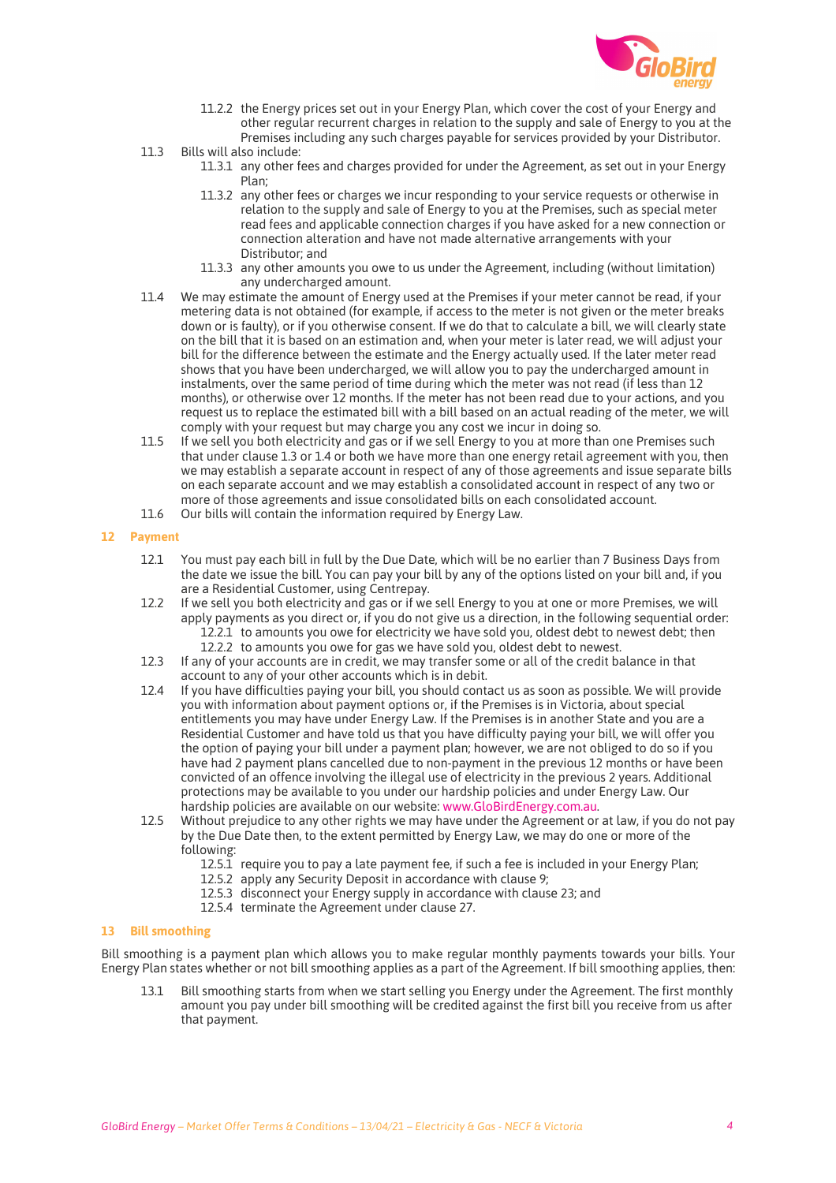11.2.2 the Energy prices set out in your Energy Plan, which cover the cost of your Energy and other regular recurrent charges in relation to the supply and sale of Energy to you at the Premises including any such charges payable for services provided by your Distributor.

11.3 Bills will also include:

11.3.1 any other fees and charges provided for under the Agreement, as set out in your Energy Plan;

11.3.2 any other fees or charges we incur responding to your service requests or otherwise in relation to the supply and sale of Energy to you at the Premises, such as special meter read fees and applicable connection charges if you have asked for a new connection or connection alteration and have not made alternative arrangements with your Distributor; and

11.3.3 any other amounts you owe to us under the Agreement, including (without limitation) any undercharged amount.

11.4 We may estimate the amount of Energy used at the Premises if your meter cannot be read, if your metering data is not obtained (for example, if access to the meter is not given or the meter breaks down or is faulty), or if you otherwise consent. If we do that to calculate a bill, we will clearly state on the bill that it is based on an estimation and, when your meter is later read, we will adjust your bill for the difference between the estimate and the Energy actually used. If the later meter read shows that you have been undercharged, we will allow you to pay the undercharged amount in instalments, over the same period of time during which the meter was not read (if less than 12 months), or otherwise over 12 months. If the meter has not been read due to your actions, and you request us to replace the estimated bill with a bill based on an actual reading of the meter, we will comply with your request but may charge you any cost we incur in doing so.

11.5 If we sell you both electricity and gas or if we sell Energy to you at more than one Premises such that under clause 1.3 or 1.4 or both we have more than one energy retail agreement with you, then we may establish a separate account in respect of any of those agreements and issue separate bills on each separate account and we may establish a consolidated account in respect of any two or more of those agreements and issue consolidated bills on each consolidated account.

11.6 Our bills will contain the information required by Energy Law.

## 12 Payment

12.1 You must pay each bill in full by the Due Date, which will be no earlier than 7 Business Days from the date we issue the bill. You can pay your bill by any of the options listed on your bill and, if you are a Residential Customer, using Centrepay.

12.2 If we sell you both electricity and gas or if we sell Energy to you at one or more Premises, we will apply payments as you direct or, if you do not give us a direction, in the following sequential order:

12.2.1 to amounts you owe for electricity we have sold you, oldest debt to newest debt; then

12.2.2 to amounts you owe for gas we have sold you, oldest debt to newest.

12.3 If any of your accounts are in credit, we may transfer some or all of the credit balance in that account to any of your other accounts which is in debit.

12.4 If you have difficulties paying your bill, you should contact us as soon as possible. We will provide you with information about payment options or, if the Premises is in Victoria, about special entitlements you may have under Energy Law. If the Premises is in another State and you are a Residential Customer and have told us that you have difficulty paying your bill, we will offer you the option of paying your bill under a payment plan; however, we are not obliged to do so if you have had 2 payment plans cancelled due to non-payment in the previous 12 months or have been convicted of an offence involving the illegal use of electricity in the previous 2 years. Additional protections may be available to you under our hardship policies and under Energy Law. Our hardship policies are available on our website: www.GloBirdEnergy.com.au.

12.5 Without prejudice to any other rights we may have under the Agreement or at law, if you do not pay by the Due Date then, to the extent permitted by Energy Law, we may do one or more of the following:

12.5.1 require you to pay a late payment fee, if such a fee is included in your Energy Plan;

12.5.2 apply any Security Deposit in accordance with clause 9;

12.5.3 disconnect your Energy supply in accordance with clause 23; and

12.5.4 terminate the Agreement under clause 27.

## 13 Bill smoothing

Bill smoothing is a payment plan which allows you to make regular monthly payments towards your bills. Your Energy Plan states whether or not bill smoothing applies as a part of the Agreement. If bill smoothing applies, then:

13.1 Bill smoothing starts from when we start selling you Energy under the Agreement. The first monthly amount you pay under bill smoothing will be credited against the first bill you receive from us after that payment.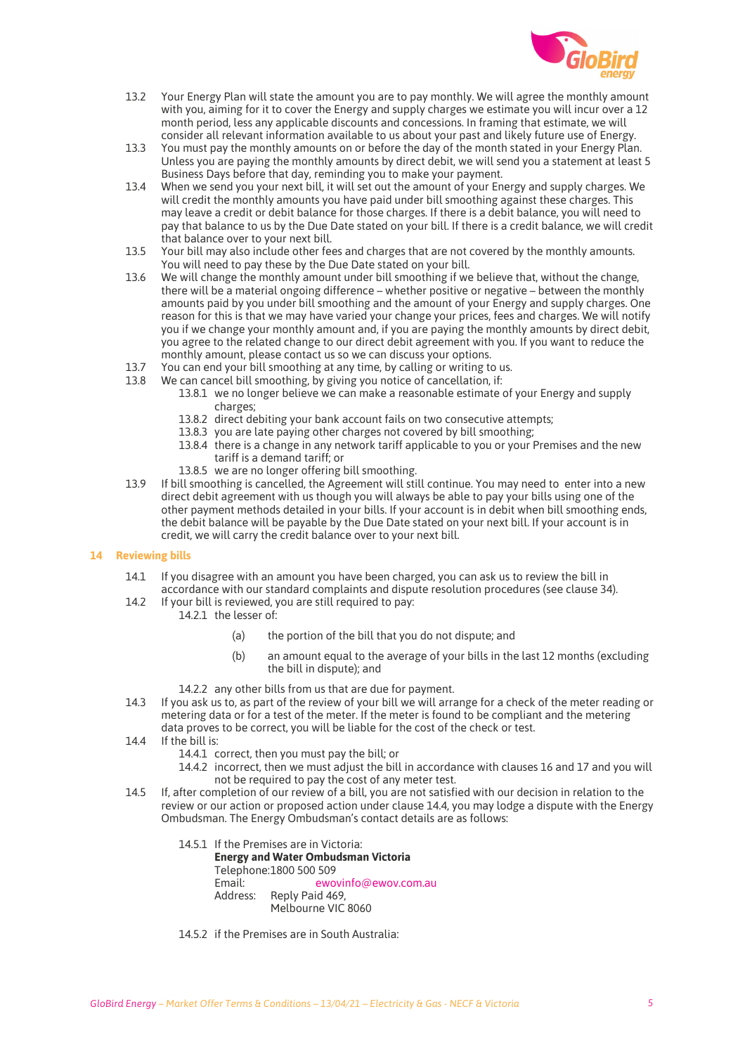13.2 Your Energy Plan will state the amount you are to pay monthly. We will agree the monthly amount with you, aiming for it to cover the Energy and supply charges we estimate you will incur over a 12 month period, less any applicable discounts and concessions. In framing that estimate, we will consider all relevant information available to us about your past and likely future use of Energy.

13.3 You must pay the monthly amounts on or before the day of the month stated in your Energy Plan. Unless you are paying the monthly amounts by direct debit, we will send you a statement at least 5 Business Days before that day, reminding you to make your payment.

13.4 When we send you your next bill, it will set out the amount of your Energy and supply charges. We will credit the monthly amounts you have paid under bill smoothing against these charges. This may leave a credit or debit balance for those charges. If there is a debit balance, you will need to pay that balance to us by the Due Date stated on your bill. If there is a credit balance, we will credit that balance over to your next bill.

13.5 Your bill may also include other fees and charges that are not covered by the monthly amounts. You will need to pay these by the Due Date stated on your bill.

13.6 We will change the monthly amount under bill smoothing if we believe that, without the change, there will be a material ongoing difference – whether positive or negative – between the monthly amounts paid by you under bill smoothing and the amount of your Energy and supply charges. One reason for this is that we may have varied your change your prices, fees and charges. We will notify you if we change your monthly amount and, if you are paying the monthly amounts by direct debit, you agree to the related change to our direct debit agreement with you. If you want to reduce the monthly amount, please contact us so we can discuss your options.

13.7 You can end your bill smoothing at any time, by calling or writing to us.

13.8 We can cancel bill smoothing, by giving you notice of cancellation, if:

- 13.8.1 we no longer believe we can make a reasonable estimate of your Energy and supply charges;
- 13.8.2 direct debiting your bank account fails on two consecutive attempts;
- 13.8.3 you are late paying other charges not covered by bill smoothing;
- 13.8.4 there is a change in any network tariff applicable to you or your Premises and the new tariff is a demand tariff; or
- 13.8.5 we are no longer offering bill smoothing.

13.9 If bill smoothing is cancelled, the Agreement will still continue. You may need to enter into a new direct debit agreement with us though you will always be able to pay your bills using one of the other payment methods detailed in your bills. If your account is in debit when bill smoothing ends, the debit balance will be payable by the Due Date stated on your next bill. If your account is in credit, we will carry the credit balance over to your next bill.

## 14 Reviewing bills

14.1 If you disagree with an amount you have been charged, you can ask us to review the bill in accordance with our standard complaints and dispute resolution procedures (see clause 34).

14.2 If your bill is reviewed, you are still required to pay:

- 14.2.1 the lesser of:
  - (a) the portion of the bill that you do not dispute; and
  - (b) an amount equal to the average of your bills in the last 12 months (excluding the bill in dispute); and
- 14.2.2 any other bills from us that are due for payment.

14.3 If you ask us to, as part of the review of your bill we will arrange for a check of the meter reading or metering data or for a test of the meter. If the meter is found to be compliant and the metering data proves to be correct, you will be liable for the cost of the check or test.

14.4 If the bill is:

- 14.4.1 correct, then you must pay the bill; or
- 14.4.2 incorrect, then we must adjust the bill in accordance with clauses 16 and 17 and you will not be required to pay the cost of any meter test.

14.5 If, after completion of our review of a bill, you are not satisfied with our decision in relation to the review or our action or proposed action under clause 14.4, you may lodge a dispute with the Energy Ombudsman. The Energy Ombudsman's contact details are as follows:

- 14.5.1 If the Premises are in Victoria:
  **Energy and Water Ombudsman Victoria**
  Telephone:1800 500 509
  Email: ewovinfo@ewov.com.au
  Address: Reply Paid 469,
  Melbourne VIC 8060
- 14.5.2 if the Premises are in South Australia: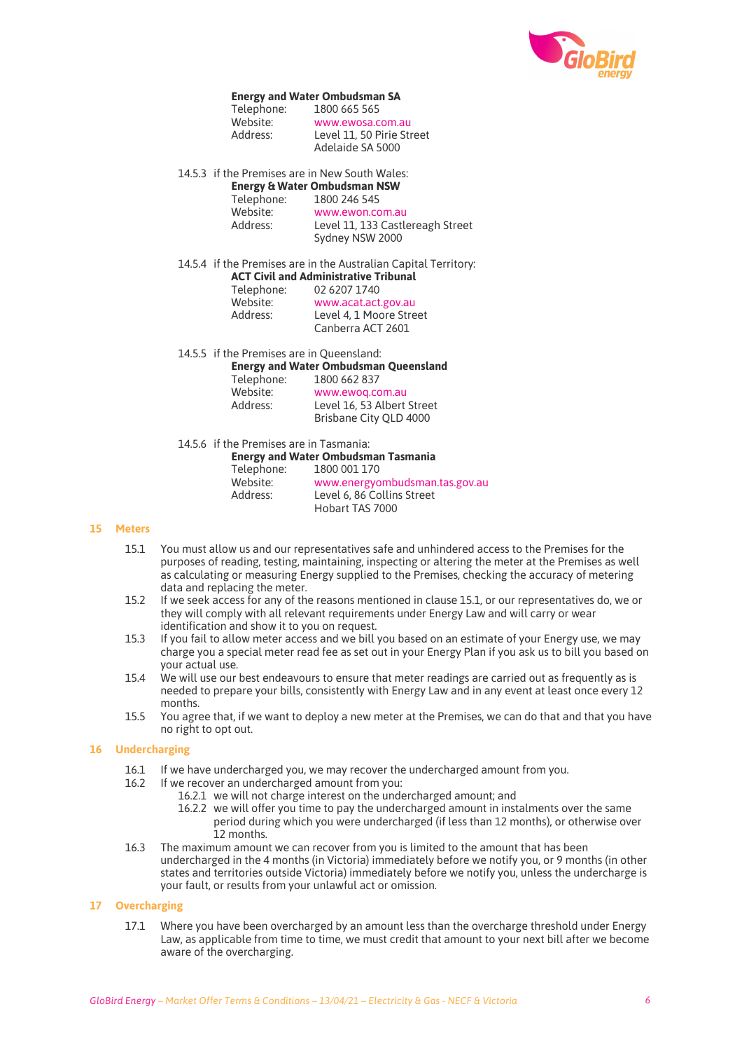**Energy and Water Ombudsman SA**
Telephone: 1800 665 565
Website: www.ewosa.com.au
Address: Level 11, 50 Pirie Street
Adelaide SA 5000

14.5.3 if the Premises are in New South Wales:

**Energy & Water Ombudsman NSW**
Telephone: 1800 246 545
Website: www.ewon.com.au
Address: Level 11, 133 Castlereagh Street
Sydney NSW 2000

14.5.4 if the Premises are in the Australian Capital Territory:

**ACT Civil and Administrative Tribunal**
Telephone: 02 6207 1740
Website: www.acat.act.gov.au
Address: Level 4, 1 Moore Street
Canberra ACT 2601

14.5.5 if the Premises are in Queensland:

**Energy and Water Ombudsman Queensland**
Telephone: 1800 662 837
Website: www.ewoq.com.au
Address: Level 16, 53 Albert Street
Brisbane City QLD 4000

14.5.6 if the Premises are in Tasmania:

**Energy and Water Ombudsman Tasmania**
Telephone: 1800 001 170
Website: www.energyombudsman.tas.gov.au
Address: Level 6, 86 Collins Street
Hobart TAS 7000

## 15 Meters

15.1 You must allow us and our representatives safe and unhindered access to the Premises for the purposes of reading, testing, maintaining, inspecting or altering the meter at the Premises as well as calculating or measuring Energy supplied to the Premises, checking the accuracy of metering data and replacing the meter.

15.2 If we seek access for any of the reasons mentioned in clause 15.1, or our representatives do, we or they will comply with all relevant requirements under Energy Law and will carry or wear identification and show it to you on request.

15.3 If you fail to allow meter access and we bill you based on an estimate of your Energy use, we may charge you a special meter read fee as set out in your Energy Plan if you ask us to bill you based on your actual use.

15.4 We will use our best endeavours to ensure that meter readings are carried out as frequently as is needed to prepare your bills, consistently with Energy Law and in any event at least once every 12 months.

15.5 You agree that, if we want to deploy a new meter at the Premises, we can do that and that you have no right to opt out.

## 16 Undercharging

16.1 If we have undercharged you, we may recover the undercharged amount from you.

16.2 If we recover an undercharged amount from you:

16.2.1 we will not charge interest on the undercharged amount; and

16.2.2 we will offer you time to pay the undercharged amount in instalments over the same period during which you were undercharged (if less than 12 months), or otherwise over 12 months.

16.3 The maximum amount we can recover from you is limited to the amount that has been undercharged in the 4 months (in Victoria) immediately before we notify you, or 9 months (in other states and territories outside Victoria) immediately before we notify you, unless the undercharge is your fault, or results from your unlawful act or omission.

## 17 Overcharging

17.1 Where you have been overcharged by an amount less than the overcharge threshold under Energy Law, as applicable from time to time, we must credit that amount to your next bill after we become aware of the overcharging.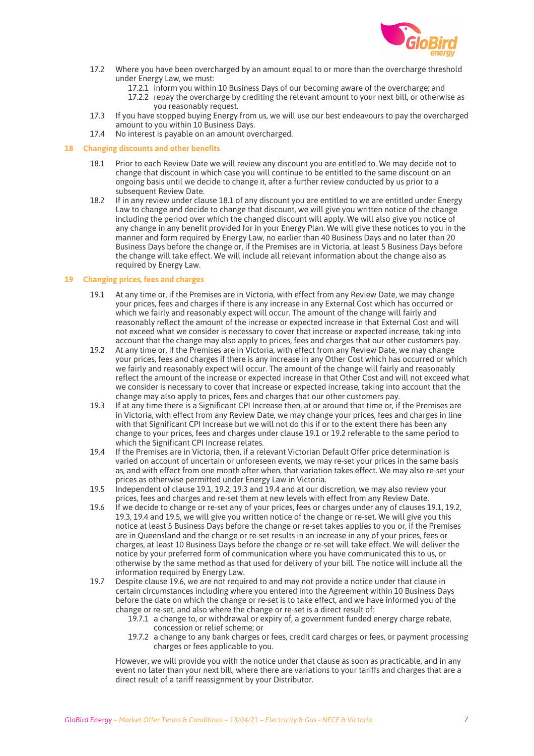17.2 Where you have been overcharged by an amount equal to or more than the overcharge threshold under Energy Law, we must:

  17.2.1 inform you within 10 Business Days of our becoming aware of the overcharge; and

  17.2.2 repay the overcharge by crediting the relevant amount to your next bill, or otherwise as you reasonably request.

17.3 If you have stopped buying Energy from us, we will use our best endeavours to pay the overcharged amount to you within 10 Business Days.

17.4 No interest is payable on an amount overcharged.

## 18 Changing discounts and other benefits

18.1 Prior to each Review Date we will review any discount you are entitled to. We may decide not to change that discount in which case you will continue to be entitled to the same discount on an ongoing basis until we decide to change it, after a further review conducted by us prior to a subsequent Review Date.

18.2 If in any review under clause 18.1 of any discount you are entitled to we are entitled under Energy Law to change and decide to change that discount, we will give you written notice of the change including the period over which the changed discount will apply. We will also give you notice of any change in any benefit provided for in your Energy Plan. We will give these notices to you in the manner and form required by Energy Law, no earlier than 40 Business Days and no later than 20 Business Days before the change or, if the Premises are in Victoria, at least 5 Business Days before the change will take effect. We will include all relevant information about the change also as required by Energy Law.

## 19 Changing prices, fees and charges

19.1 At any time or, if the Premises are in Victoria, with effect from any Review Date, we may change your prices, fees and charges if there is any increase in any External Cost which has occurred or which we fairly and reasonably expect will occur. The amount of the change will fairly and reasonably reflect the amount of the increase or expected increase in that External Cost and will not exceed what we consider is necessary to cover that increase or expected increase, taking into account that the change may also apply to prices, fees and charges that our other customers pay.

19.2 At any time or, if the Premises are in Victoria, with effect from any Review Date, we may change your prices, fees and charges if there is any increase in any Other Cost which has occurred or which we fairly and reasonably expect will occur. The amount of the change will fairly and reasonably reflect the amount of the increase or expected increase in that Other Cost and will not exceed what we consider is necessary to cover that increase or expected increase, taking into account that the change may also apply to prices, fees and charges that our other customers pay.

19.3 If at any time there is a Significant CPI Increase then, at or around that time or, if the Premises are in Victoria, with effect from any Review Date, we may change your prices, fees and charges in line with that Significant CPI Increase but we will not do this if or to the extent there has been any change to your prices, fees and charges under clause 19.1 or 19.2 referable to the same period to which the Significant CPI Increase relates.

19.4 If the Premises are in Victoria, then, if a relevant Victorian Default Offer price determination is varied on account of uncertain or unforeseen events, we may re-set your prices in the same basis as, and with effect from one month after when, that variation takes effect. We may also re-set your prices as otherwise permitted under Energy Law in Victoria.

19.5 Independent of clause 19.1, 19.2, 19.3 and 19.4 and at our discretion, we may also review your prices, fees and charges and re-set them at new levels with effect from any Review Date.

19.6 If we decide to change or re-set any of your prices, fees or charges under any of clauses 19.1, 19.2, 19.3, 19.4 and 19.5, we will give you written notice of the change or re-set. We will give you this notice at least 5 Business Days before the change or re-set takes applies to you or, if the Premises are in Queensland and the change or re-set results in an increase in any of your prices, fees or charges, at least 10 Business Days before the change or re-set will take effect. We will deliver the notice by your preferred form of communication where you have communicated this to us, or otherwise by the same method as that used for delivery of your bill. The notice will include all the information required by Energy Law.

19.7 Despite clause 19.6, we are not required to and may not provide a notice under that clause in certain circumstances including where you entered into the Agreement within 10 Business Days before the date on which the change or re-set is to take effect, and we have informed you of the change or re-set, and also where the change or re-set is a direct result of:

  19.7.1 a change to, or withdrawal or expiry of, a government funded energy charge rebate, concession or relief scheme; or

  19.7.2 a change to any bank charges or fees, credit card charges or fees, or payment processing charges or fees applicable to you.

However, we will provide you with the notice under that clause as soon as practicable, and in any event no later than your next bill, where there are variations to your tariffs and charges that are a direct result of a tariff reassignment by your Distributor.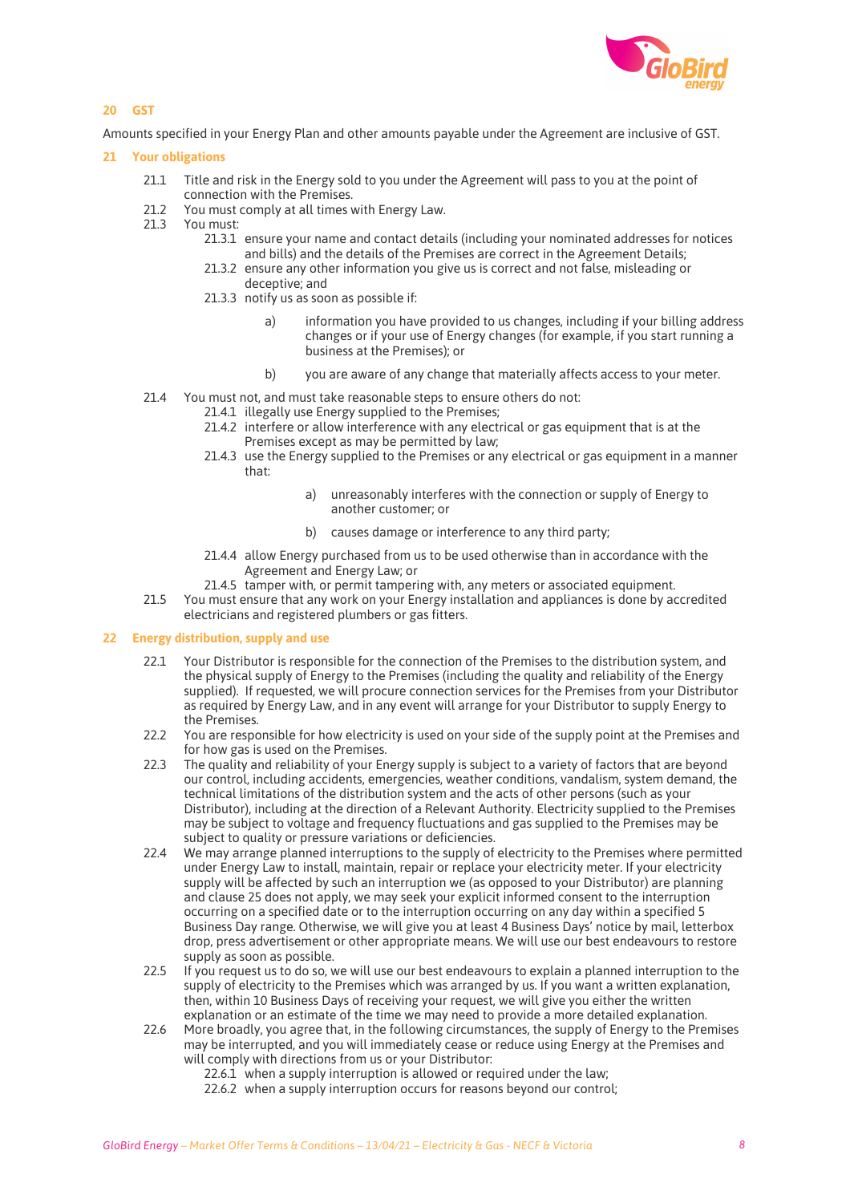## 20 GST

Amounts specified in your Energy Plan and other amounts payable under the Agreement are inclusive of GST.

## 21 Your obligations

21.1 Title and risk in the Energy sold to you under the Agreement will pass to you at the point of connection with the Premises.

21.2 You must comply at all times with Energy Law.

21.3 You must:

21.3.1 ensure your name and contact details (including your nominated addresses for notices and bills) and the details of the Premises are correct in the Agreement Details;

21.3.2 ensure any other information you give us is correct and not false, misleading or deceptive; and

21.3.3 notify us as soon as possible if:

a) information you have provided to us changes, including if your billing address changes or if your use of Energy changes (for example, if you start running a business at the Premises); or

b) you are aware of any change that materially affects access to your meter.

21.4 You must not, and must take reasonable steps to ensure others do not:

21.4.1 illegally use Energy supplied to the Premises;

21.4.2 interfere or allow interference with any electrical or gas equipment that is at the Premises except as may be permitted by law;

21.4.3 use the Energy supplied to the Premises or any electrical or gas equipment in a manner that:

a) unreasonably interferes with the connection or supply of Energy to another customer; or

b) causes damage or interference to any third party;

21.4.4 allow Energy purchased from us to be used otherwise than in accordance with the Agreement and Energy Law; or

21.4.5 tamper with, or permit tampering with, any meters or associated equipment.

21.5 You must ensure that any work on your Energy installation and appliances is done by accredited electricians and registered plumbers or gas fitters.

## 22 Energy distribution, supply and use

22.1 Your Distributor is responsible for the connection of the Premises to the distribution system, and the physical supply of Energy to the Premises (including the quality and reliability of the Energy supplied). If requested, we will procure connection services for the Premises from your Distributor as required by Energy Law, and in any event will arrange for your Distributor to supply Energy to the Premises.

22.2 You are responsible for how electricity is used on your side of the supply point at the Premises and for how gas is used on the Premises.

22.3 The quality and reliability of your Energy supply is subject to a variety of factors that are beyond our control, including accidents, emergencies, weather conditions, vandalism, system demand, the technical limitations of the distribution system and the acts of other persons (such as your Distributor), including at the direction of a Relevant Authority. Electricity supplied to the Premises may be subject to voltage and frequency fluctuations and gas supplied to the Premises may be subject to quality or pressure variations or deficiencies.

22.4 We may arrange planned interruptions to the supply of electricity to the Premises where permitted under Energy Law to install, maintain, repair or replace your electricity meter. If your electricity supply will be affected by such an interruption we (as opposed to your Distributor) are planning and clause 25 does not apply, we may seek your explicit informed consent to the interruption occurring on a specified date or to the interruption occurring on any day within a specified 5 Business Day range. Otherwise, we will give you at least 4 Business Days' notice by mail, letterbox drop, press advertisement or other appropriate means. We will use our best endeavours to restore supply as soon as possible.

22.5 If you request us to do so, we will use our best endeavours to explain a planned interruption to the supply of electricity to the Premises which was arranged by us. If you want a written explanation, then, within 10 Business Days of receiving your request, we will give you either the written explanation or an estimate of the time we may need to provide a more detailed explanation.

22.6 More broadly, you agree that, in the following circumstances, the supply of Energy to the Premises may be interrupted, and you will immediately cease or reduce using Energy at the Premises and will comply with directions from us or your Distributor:

22.6.1 when a supply interruption is allowed or required under the law;

22.6.2 when a supply interruption occurs for reasons beyond our control;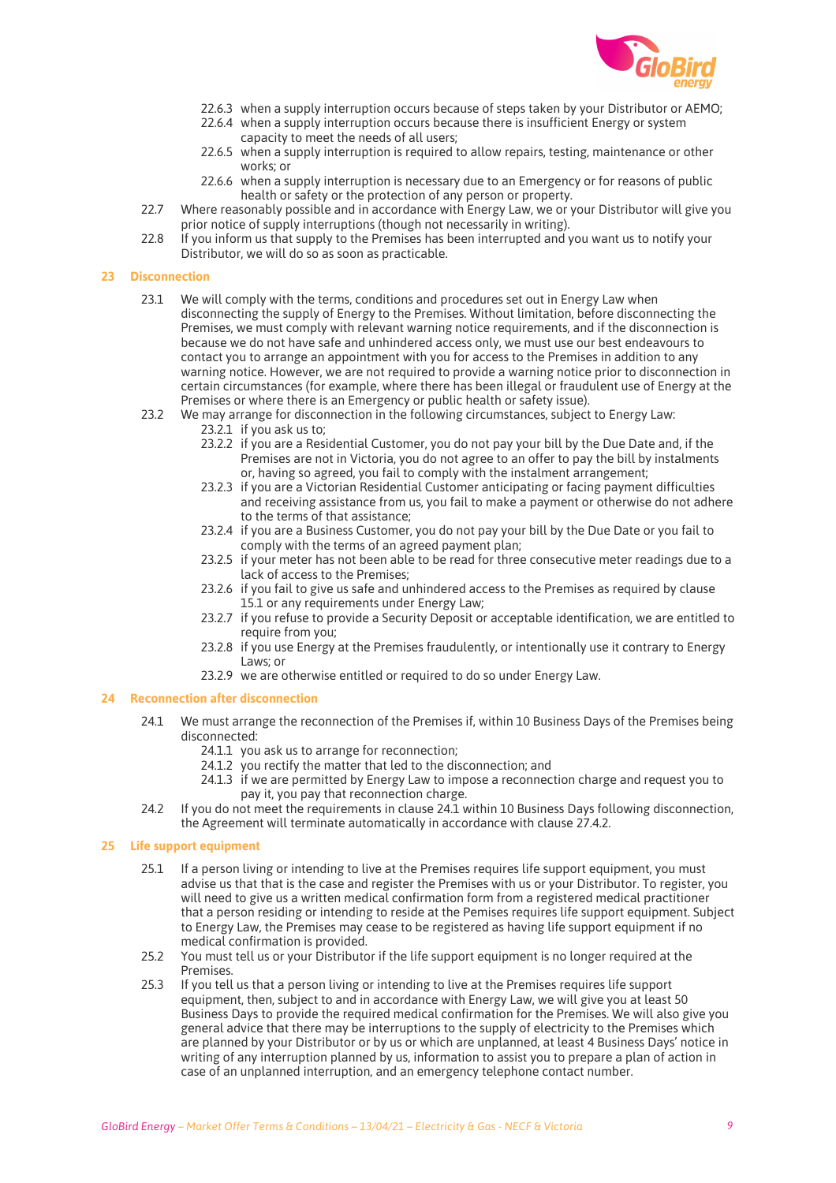22.6.3 when a supply interruption occurs because of steps taken by your Distributor or AEMO;
22.6.4 when a supply interruption occurs because there is insufficient Energy or system capacity to meet the needs of all users;
22.6.5 when a supply interruption is required to allow repairs, testing, maintenance or other works; or
22.6.6 when a supply interruption is necessary due to an Emergency or for reasons of public health or safety or the protection of any person or property.

22.7 Where reasonably possible and in accordance with Energy Law, we or your Distributor will give you prior notice of supply interruptions (though not necessarily in writing).

22.8 If you inform us that supply to the Premises has been interrupted and you want us to notify your Distributor, we will do so as soon as practicable.

## 23 Disconnection

23.1 We will comply with the terms, conditions and procedures set out in Energy Law when disconnecting the supply of Energy to the Premises. Without limitation, before disconnecting the Premises, we must comply with relevant warning notice requirements, and if the disconnection is because we do not have safe and unhindered access only, we must use our best endeavours to contact you to arrange an appointment with you for access to the Premises in addition to any warning notice. However, we are not required to provide a warning notice prior to disconnection in certain circumstances (for example, where there has been illegal or fraudulent use of Energy at the Premises or where there is an Emergency or public health or safety issue).

23.2 We may arrange for disconnection in the following circumstances, subject to Energy Law:
23.2.1 if you ask us to;
23.2.2 if you are a Residential Customer, you do not pay your bill by the Due Date and, if the Premises are not in Victoria, you do not agree to an offer to pay the bill by instalments or, having so agreed, you fail to comply with the instalment arrangement;
23.2.3 if you are a Victorian Residential Customer anticipating or facing payment difficulties and receiving assistance from us, you fail to make a payment or otherwise do not adhere to the terms of that assistance;
23.2.4 if you are a Business Customer, you do not pay your bill by the Due Date or you fail to comply with the terms of an agreed payment plan;
23.2.5 if your meter has not been able to be read for three consecutive meter readings due to a lack of access to the Premises;
23.2.6 if you fail to give us safe and unhindered access to the Premises as required by clause 15.1 or any requirements under Energy Law;
23.2.7 if you refuse to provide a Security Deposit or acceptable identification, we are entitled to require from you;
23.2.8 if you use Energy at the Premises fraudulently, or intentionally use it contrary to Energy Laws; or
23.2.9 we are otherwise entitled or required to do so under Energy Law.

## 24 Reconnection after disconnection

24.1 We must arrange the reconnection of the Premises if, within 10 Business Days of the Premises being disconnected:
24.1.1 you ask us to arrange for reconnection;
24.1.2 you rectify the matter that led to the disconnection; and
24.1.3 if we are permitted by Energy Law to impose a reconnection charge and request you to pay it, you pay that reconnection charge.

24.2 If you do not meet the requirements in clause 24.1 within 10 Business Days following disconnection, the Agreement will terminate automatically in accordance with clause 27.4.2.

## 25 Life support equipment

25.1 If a person living or intending to live at the Premises requires life support equipment, you must advise us that that is the case and register the Premises with us or your Distributor. To register, you will need to give us a written medical confirmation form from a registered medical practitioner that a person residing or intending to reside at the Premises requires life support equipment. Subject to Energy Law, the Premises may cease to be registered as having life support equipment if no medical confirmation is provided.

25.2 You must tell us or your Distributor if the life support equipment is no longer required at the Premises.

25.3 If you tell us that a person living or intending to live at the Premises requires life support equipment, then, subject to and in accordance with Energy Law, we will give you at least 50 Business Days to provide the required medical confirmation for the Premises. We will also give you general advice that there may be interruptions to the supply of electricity to the Premises which are planned by your Distributor or by us or which are unplanned, at least 4 Business Days' notice in writing of any interruption planned by us, information to assist you to prepare a plan of action in case of an unplanned interruption, and an emergency telephone contact number.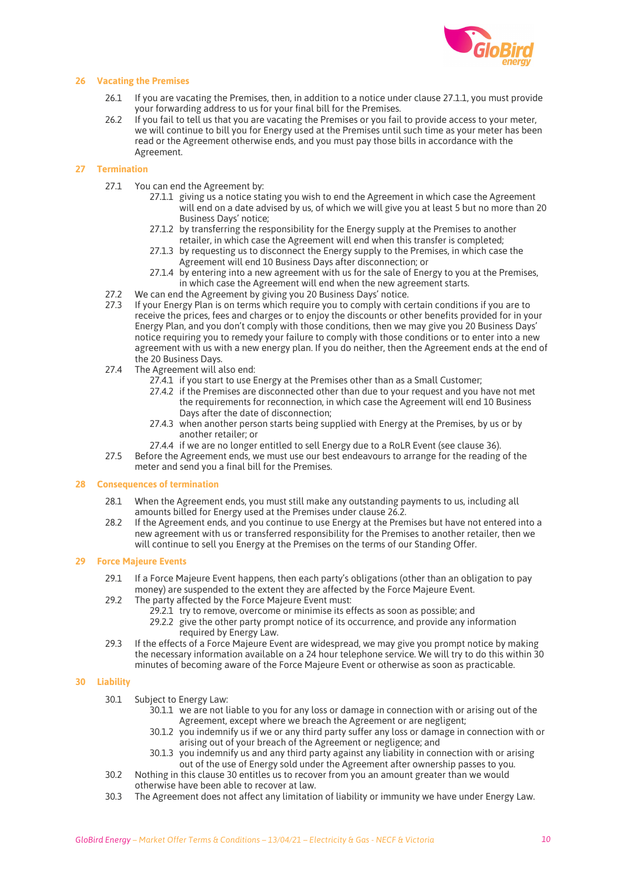## 26 Vacating the Premises

26.1 If you are vacating the Premises, then, in addition to a notice under clause 27.1.1, you must provide your forwarding address to us for your final bill for the Premises.

26.2 If you fail to tell us that you are vacating the Premises or you fail to provide access to your meter, we will continue to bill you for Energy used at the Premises until such time as your meter has been read or the Agreement otherwise ends, and you must pay those bills in accordance with the Agreement.

## 27 Termination

27.1 You can end the Agreement by:

- 27.1.1 giving us a notice stating you wish to end the Agreement in which case the Agreement will end on a date advised by us, of which we will give you at least 5 but no more than 20 Business Days' notice;
- 27.1.2 by transferring the responsibility for the Energy supply at the Premises to another retailer, in which case the Agreement will end when this transfer is completed;
- 27.1.3 by requesting us to disconnect the Energy supply to the Premises, in which case the Agreement will end 10 Business Days after disconnection; or
- 27.1.4 by entering into a new agreement with us for the sale of Energy to you at the Premises, in which case the Agreement will end when the new agreement starts.

27.2 We can end the Agreement by giving you 20 Business Days' notice.

27.3 If your Energy Plan is on terms which require you to comply with certain conditions if you are to receive the prices, fees and charges or to enjoy the discounts or other benefits provided for in your Energy Plan, and you don't comply with those conditions, then we may give you 20 Business Days' notice requiring you to remedy your failure to comply with those conditions or to enter into a new agreement with us with a new energy plan. If you do neither, then the Agreement ends at the end of the 20 Business Days.

27.4 The Agreement will also end:

- 27.4.1 if you start to use Energy at the Premises other than as a Small Customer;
- 27.4.2 if the Premises are disconnected other than due to your request and you have not met the requirements for reconnection, in which case the Agreement will end 10 Business Days after the date of disconnection;
- 27.4.3 when another person starts being supplied with Energy at the Premises, by us or by another retailer; or
- 27.4.4 if we are no longer entitled to sell Energy due to a RoLR Event (see clause 36).

27.5 Before the Agreement ends, we must use our best endeavours to arrange for the reading of the meter and send you a final bill for the Premises.

## 28 Consequences of termination

28.1 When the Agreement ends, you must still make any outstanding payments to us, including all amounts billed for Energy used at the Premises under clause 26.2.

28.2 If the Agreement ends, and you continue to use Energy at the Premises but have not entered into a new agreement with us or transferred responsibility for the Premises to another retailer, then we will continue to sell you Energy at the Premises on the terms of our Standing Offer.

## 29 Force Majeure Events

29.1 If a Force Majeure Event happens, then each party's obligations (other than an obligation to pay money) are suspended to the extent they are affected by the Force Majeure Event.

29.2 The party affected by the Force Majeure Event must:

- 29.2.1 try to remove, overcome or minimise its effects as soon as possible; and
- 29.2.2 give the other party prompt notice of its occurrence, and provide any information required by Energy Law.

29.3 If the effects of a Force Majeure Event are widespread, we may give you prompt notice by making the necessary information available on a 24 hour telephone service. We will try to do this within 30 minutes of becoming aware of the Force Majeure Event or otherwise as soon as practicable.

## 30 Liability

30.1 Subject to Energy Law:

- 30.1.1 we are not liable to you for any loss or damage in connection with or arising out of the Agreement, except where we breach the Agreement or are negligent;
- 30.1.2 you indemnify us if we or any third party suffer any loss or damage in connection with or arising out of your breach of the Agreement or negligence; and
- 30.1.3 you indemnify us and any third party against any liability in connection with or arising out of the use of Energy sold under the Agreement after ownership passes to you.

30.2 Nothing in this clause 30 entitles us to recover from you an amount greater than we would otherwise have been able to recover at law.

30.3 The Agreement does not affect any limitation of liability or immunity we have under Energy Law.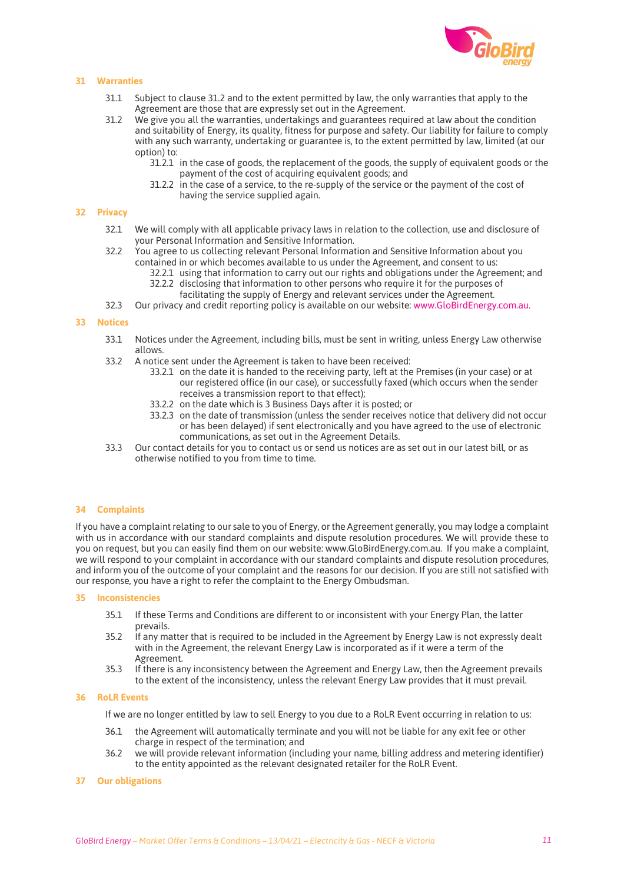## 31 Warranties

31.1 Subject to clause 31.2 and to the extent permitted by law, the only warranties that apply to the Agreement are those that are expressly set out in the Agreement.

31.2 We give you all the warranties, undertakings and guarantees required at law about the condition and suitability of Energy, its quality, fitness for purpose and safety. Our liability for failure to comply with any such warranty, undertaking or guarantee is, to the extent permitted by law, limited (at our option) to:

- 31.2.1 in the case of goods, the replacement of the goods, the supply of equivalent goods or the payment of the cost of acquiring equivalent goods; and
- 31.2.2 in the case of a service, to the re-supply of the service or the payment of the cost of having the service supplied again.

## 32 Privacy

32.1 We will comply with all applicable privacy laws in relation to the collection, use and disclosure of your Personal Information and Sensitive Information.

32.2 You agree to us collecting relevant Personal Information and Sensitive Information about you contained in or which becomes available to us under the Agreement, and consent to us:

- 32.2.1 using that information to carry out our rights and obligations under the Agreement; and
- 32.2.2 disclosing that information to other persons who require it for the purposes of facilitating the supply of Energy and relevant services under the Agreement.

32.3 Our privacy and credit reporting policy is available on our website: www.GloBirdEnergy.com.au.

## 33 Notices

33.1 Notices under the Agreement, including bills, must be sent in writing, unless Energy Law otherwise allows.

33.2 A notice sent under the Agreement is taken to have been received:

- 33.2.1 on the date it is handed to the receiving party, left at the Premises (in your case) or at our registered office (in our case), or successfully faxed (which occurs when the sender receives a transmission report to that effect);
- 33.2.2 on the date which is 3 Business Days after it is posted; or
- 33.2.3 on the date of transmission (unless the sender receives notice that delivery did not occur or has been delayed) if sent electronically and you have agreed to the use of electronic communications, as set out in the Agreement Details.

33.3 Our contact details for you to contact us or send us notices are as set out in our latest bill, or as otherwise notified to you from time to time.

## 34 Complaints

If you have a complaint relating to our sale to you of Energy, or the Agreement generally, you may lodge a complaint with us in accordance with our standard complaints and dispute resolution procedures. We will provide these to you on request, but you can easily find them on our website: www.GloBirdEnergy.com.au. If you make a complaint, we will respond to your complaint in accordance with our standard complaints and dispute resolution procedures, and inform you of the outcome of your complaint and the reasons for our decision. If you are still not satisfied with our response, you have a right to refer the complaint to the Energy Ombudsman.

## 35 Inconsistencies

35.1 If these Terms and Conditions are different to or inconsistent with your Energy Plan, the latter prevails.

35.2 If any matter that is required to be included in the Agreement by Energy Law is not expressly dealt with in the Agreement, the relevant Energy Law is incorporated as if it were a term of the Agreement.

35.3 If there is any inconsistency between the Agreement and Energy Law, then the Agreement prevails to the extent of the inconsistency, unless the relevant Energy Law provides that it must prevail.

## 36 RoLR Events

If we are no longer entitled by law to sell Energy to you due to a RoLR Event occurring in relation to us:

36.1 the Agreement will automatically terminate and you will not be liable for any exit fee or other charge in respect of the termination; and

36.2 we will provide relevant information (including your name, billing address and metering identifier) to the entity appointed as the relevant designated retailer for the RoLR Event.

## 37 Our obligations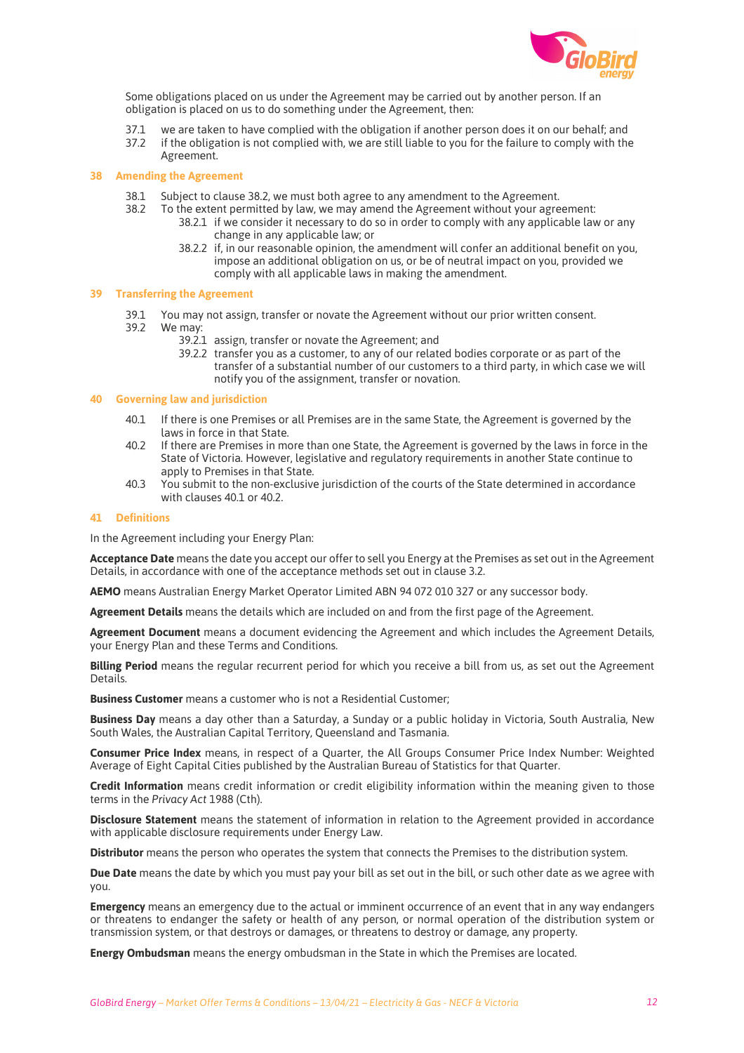Some obligations placed on us under the Agreement may be carried out by another person. If an obligation is placed on us to do something under the Agreement, then:

37.1 we are taken to have complied with the obligation if another person does it on our behalf; and

37.2 if the obligation is not complied with, we are still liable to you for the failure to comply with the Agreement.

## 38 Amending the Agreement

38.1 Subject to clause 38.2, we must both agree to any amendment to the Agreement.

38.2 To the extent permitted by law, we may amend the Agreement without your agreement:

- 38.2.1 if we consider it necessary to do so in order to comply with any applicable law or any change in any applicable law; or
- 38.2.2 if, in our reasonable opinion, the amendment will confer an additional benefit on you, impose an additional obligation on us, or be of neutral impact on you, provided we comply with all applicable laws in making the amendment.

## 39 Transferring the Agreement

39.1 You may not assign, transfer or novate the Agreement without our prior written consent.

39.2 We may:

- 39.2.1 assign, transfer or novate the Agreement; and
- 39.2.2 transfer you as a customer, to any of our related bodies corporate or as part of the transfer of a substantial number of our customers to a third party, in which case we will notify you of the assignment, transfer or novation.

## 40 Governing law and jurisdiction

40.1 If there is one Premises or all Premises are in the same State, the Agreement is governed by the laws in force in that State.

40.2 If there are Premises in more than one State, the Agreement is governed by the laws in force in the State of Victoria. However, legislative and regulatory requirements in another State continue to apply to Premises in that State.

40.3 You submit to the non-exclusive jurisdiction of the courts of the State determined in accordance with clauses 40.1 or 40.2.

## 41 Definitions

In the Agreement including your Energy Plan:

**Acceptance Date** means the date you accept our offer to sell you Energy at the Premises as set out in the Agreement Details, in accordance with one of the acceptance methods set out in clause 3.2.

**AEMO** means Australian Energy Market Operator Limited ABN 94 072 010 327 or any successor body.

**Agreement Details** means the details which are included on and from the first page of the Agreement.

**Agreement Document** means a document evidencing the Agreement and which includes the Agreement Details, your Energy Plan and these Terms and Conditions.

**Billing Period** means the regular recurrent period for which you receive a bill from us, as set out the Agreement Details.

**Business Customer** means a customer who is not a Residential Customer;

**Business Day** means a day other than a Saturday, a Sunday or a public holiday in Victoria, South Australia, New South Wales, the Australian Capital Territory, Queensland and Tasmania.

**Consumer Price Index** means, in respect of a Quarter, the All Groups Consumer Price Index Number: Weighted Average of Eight Capital Cities published by the Australian Bureau of Statistics for that Quarter.

**Credit Information** means credit information or credit eligibility information within the meaning given to those terms in the *Privacy Act* 1988 (Cth).

**Disclosure Statement** means the statement of information in relation to the Agreement provided in accordance with applicable disclosure requirements under Energy Law.

**Distributor** means the person who operates the system that connects the Premises to the distribution system.

**Due Date** means the date by which you must pay your bill as set out in the bill, or such other date as we agree with you.

**Emergency** means an emergency due to the actual or imminent occurrence of an event that in any way endangers or threatens to endanger the safety or health of any person, or normal operation of the distribution system or transmission system, or that destroys or damages, or threatens to destroy or damage, any property.

**Energy Ombudsman** means the energy ombudsman in the State in which the Premises are located.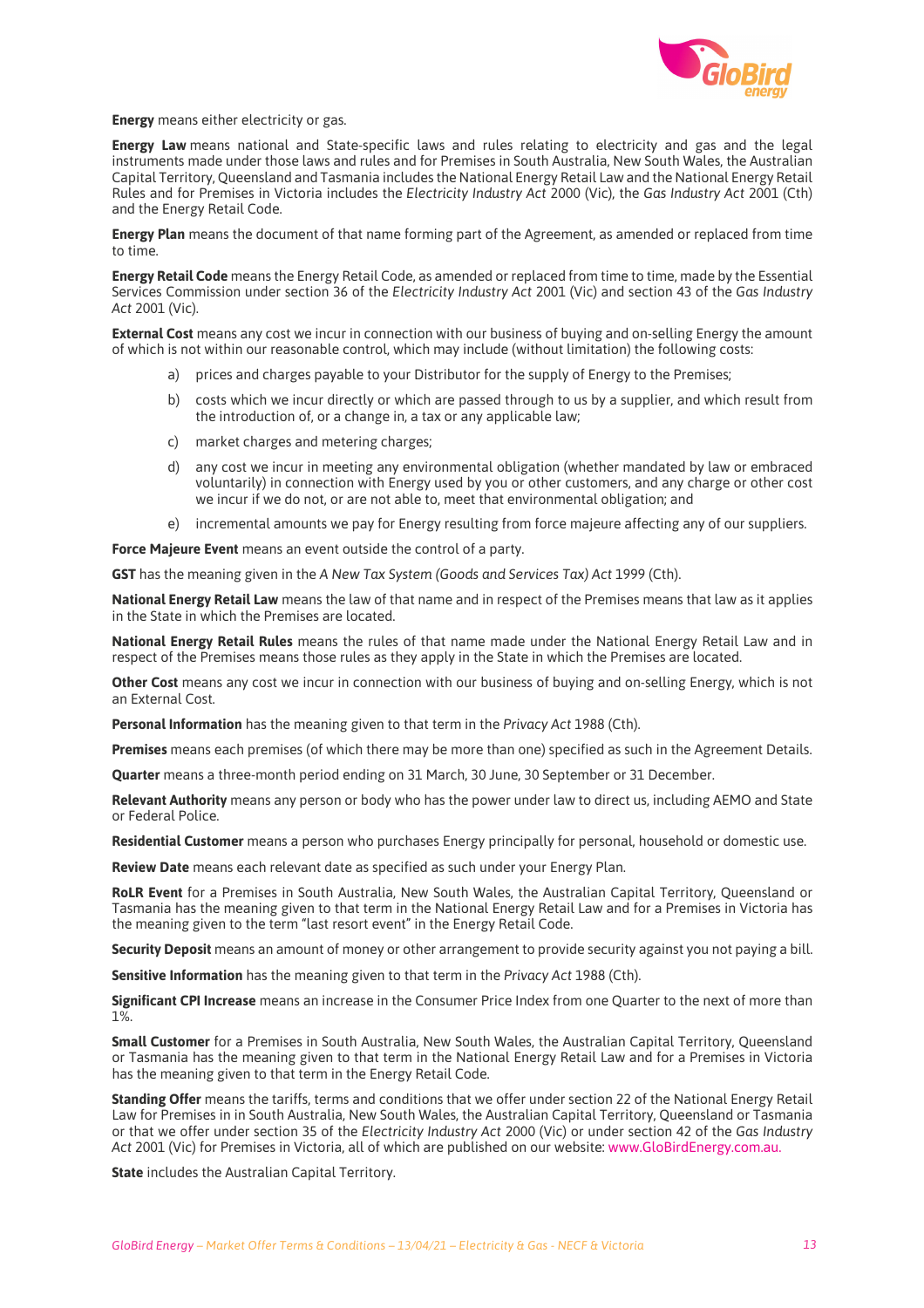**Energy** means either electricity or gas.

**Energy Law** means national and State-specific laws and rules relating to electricity and gas and the legal instruments made under those laws and rules and for Premises in South Australia, New South Wales, the Australian Capital Territory, Queensland and Tasmania includes the National Energy Retail Law and the National Energy Retail Rules and for Premises in Victoria includes the *Electricity Industry Act* 2000 (Vic), the *Gas Industry Act* 2001 (Cth) and the Energy Retail Code.

**Energy Plan** means the document of that name forming part of the Agreement, as amended or replaced from time to time.

**Energy Retail Code** means the Energy Retail Code, as amended or replaced from time to time, made by the Essential Services Commission under section 36 of the *Electricity Industry Act* 2001 (Vic) and section 43 of the *Gas Industry Act* 2001 (Vic).

**External Cost** means any cost we incur in connection with our business of buying and on-selling Energy the amount of which is not within our reasonable control, which may include (without limitation) the following costs:

a) prices and charges payable to your Distributor for the supply of Energy to the Premises;

b) costs which we incur directly or which are passed through to us by a supplier, and which result from the introduction of, or a change in, a tax or any applicable law;

c) market charges and metering charges;

d) any cost we incur in meeting any environmental obligation (whether mandated by law or embraced voluntarily) in connection with Energy used by you or other customers, and any charge or other cost we incur if we do not, or are not able to, meet that environmental obligation; and

e) incremental amounts we pay for Energy resulting from force majeure affecting any of our suppliers.

**Force Majeure Event** means an event outside the control of a party.

**GST** has the meaning given in the *A New Tax System (Goods and Services Tax) Act* 1999 (Cth).

**National Energy Retail Law** means the law of that name and in respect of the Premises means that law as it applies in the State in which the Premises are located.

**National Energy Retail Rules** means the rules of that name made under the National Energy Retail Law and in respect of the Premises means those rules as they apply in the State in which the Premises are located.

**Other Cost** means any cost we incur in connection with our business of buying and on-selling Energy, which is not an External Cost.

**Personal Information** has the meaning given to that term in the *Privacy Act* 1988 (Cth).

**Premises** means each premises (of which there may be more than one) specified as such in the Agreement Details.

**Quarter** means a three-month period ending on 31 March, 30 June, 30 September or 31 December.

**Relevant Authority** means any person or body who has the power under law to direct us, including AEMO and State or Federal Police.

**Residential Customer** means a person who purchases Energy principally for personal, household or domestic use.

**Review Date** means each relevant date as specified as such under your Energy Plan.

**RoLR Event** for a Premises in South Australia, New South Wales, the Australian Capital Territory, Queensland or Tasmania has the meaning given to that term in the National Energy Retail Law and for a Premises in Victoria has the meaning given to the term "last resort event" in the Energy Retail Code.

**Security Deposit** means an amount of money or other arrangement to provide security against you not paying a bill.

**Sensitive Information** has the meaning given to that term in the *Privacy Act* 1988 (Cth).

**Significant CPI Increase** means an increase in the Consumer Price Index from one Quarter to the next of more than 1%.

**Small Customer** for a Premises in South Australia, New South Wales, the Australian Capital Territory, Queensland or Tasmania has the meaning given to that term in the National Energy Retail Law and for a Premises in Victoria has the meaning given to that term in the Energy Retail Code.

**Standing Offer** means the tariffs, terms and conditions that we offer under section 22 of the National Energy Retail Law for Premises in in South Australia, New South Wales, the Australian Capital Territory, Queensland or Tasmania or that we offer under section 35 of the *Electricity Industry Act* 2000 (Vic) or under section 42 of the *Gas Industry Act* 2001 (Vic) for Premises in Victoria, all of which are published on our website: www.GloBirdEnergy.com.au.

**State** includes the Australian Capital Territory.